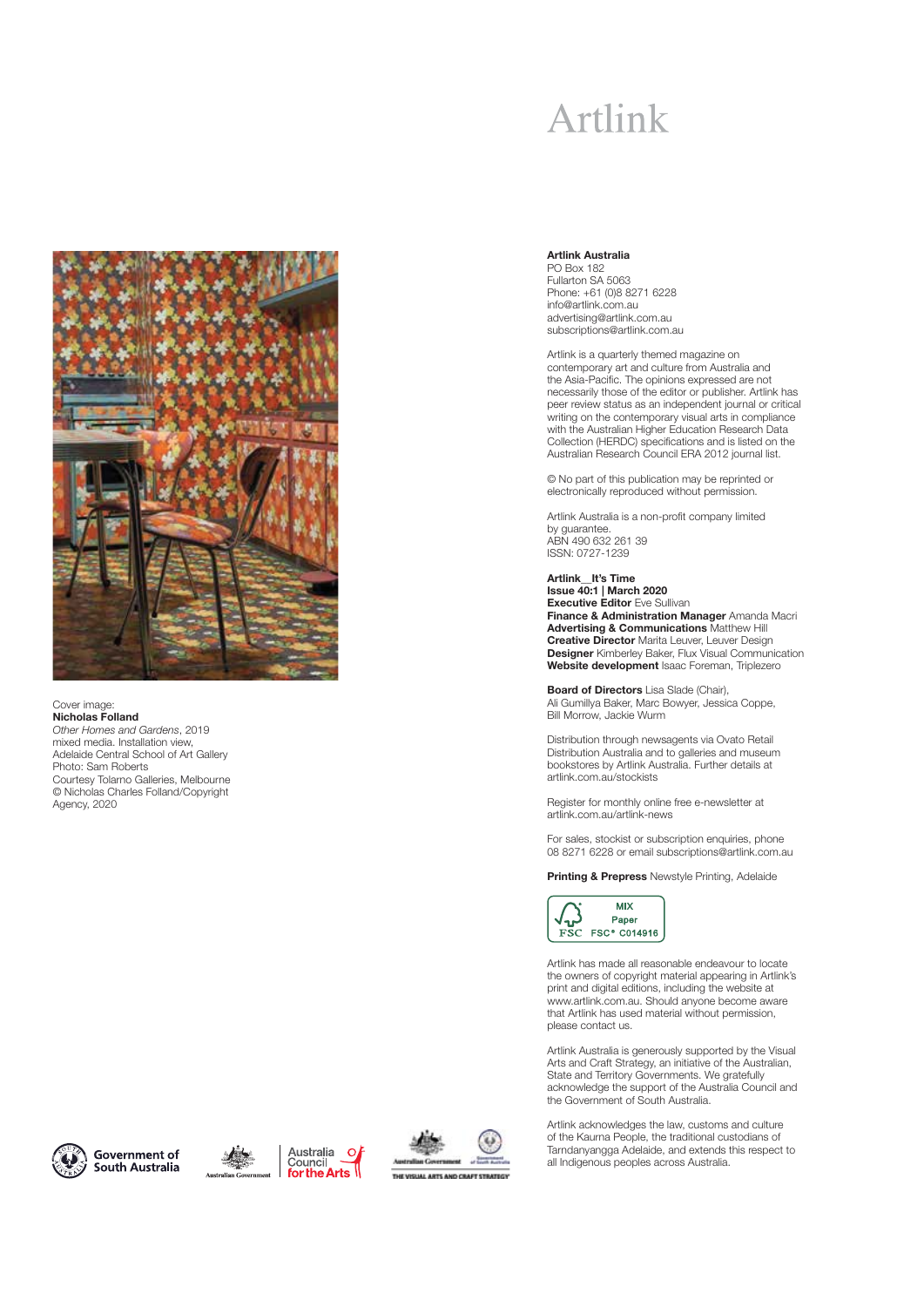# Artlink

Cover image:
**Nicholas Folland**
*Other Homes and Gardens*, 2019
mixed media. Installation view,
Adelaide Central School of Art Gallery
Photo: Sam Roberts
Courtesy Tolarno Galleries, Melbourne
© Nicholas Charles Folland/Copyright Agency, 2020

**Artlink Australia**
PO Box 182
Fullarton SA 5063
Phone: +61 (0)8 8271 6228
info@artlink.com.au
advertising@artlink.com.au
subscriptions@artlink.com.au

Artlink is a quarterly themed magazine on contemporary art and culture from Australia and the Asia-Pacific. The opinions expressed are not necessarily those of the editor or publisher. Artlink has peer review status as an independent journal or critical writing on the contemporary visual arts in compliance with the Australian Higher Education Research Data Collection (HERDC) specifications and is listed on the Australian Research Council ERA 2012 journal list.

© No part of this publication may be reprinted or electronically reproduced without permission.

Artlink Australia is a non-profit company limited by guarantee.
ABN 490 632 261 39
ISSN: 0727-1239

**Artlink__It's Time**
**Issue 40:1 | March 2020**
**Executive Editor** Eve Sullivan
**Finance & Administration Manager** Amanda Macri
**Advertising & Communications** Matthew Hill
**Creative Director** Marita Leuver, Leuver Design
**Designer** Kimberley Baker, Flux Visual Communication
**Website development** Isaac Foreman, Triplezero

**Board of Directors** Lisa Slade (Chair), Ali Gumillya Baker, Marc Bowyer, Jessica Coppe, Bill Morrow, Jackie Wurm

Distribution through newsagents via Ovato Retail Distribution Australia and to galleries and museum bookstores by Artlink Australia. Further details at artlink.com.au/stockists

Register for monthly online free e-newsletter at artlink.com.au/artlink-news

For sales, stockist or subscription enquiries, phone 08 8271 6228 or email subscriptions@artlink.com.au

**Printing & Prepress** Newstyle Printing, Adelaide

MIX Paper FSC® C014916

Artlink has made all reasonable endeavour to locate the owners of copyright material appearing in Artlink's print and digital editions, including the website at www.artlink.com.au. Should anyone become aware that Artlink has used material without permission, please contact us.

Artlink Australia is generously supported by the Visual Arts and Craft Strategy, an initiative of the Australian, State and Territory Governments. We gratefully acknowledge the support of the Australia Council and the Government of South Australia.

Artlink acknowledges the law, customs and culture of the Kaurna People, the traditional custodians of Tarndanyangga Adelaide, and extends this respect to all Indigenous peoples across Australia.

Government of South Australia | Australian Government | Australia Council for the Arts | Australian Government / Government of South Australia — The Visual Arts and Craft Strategy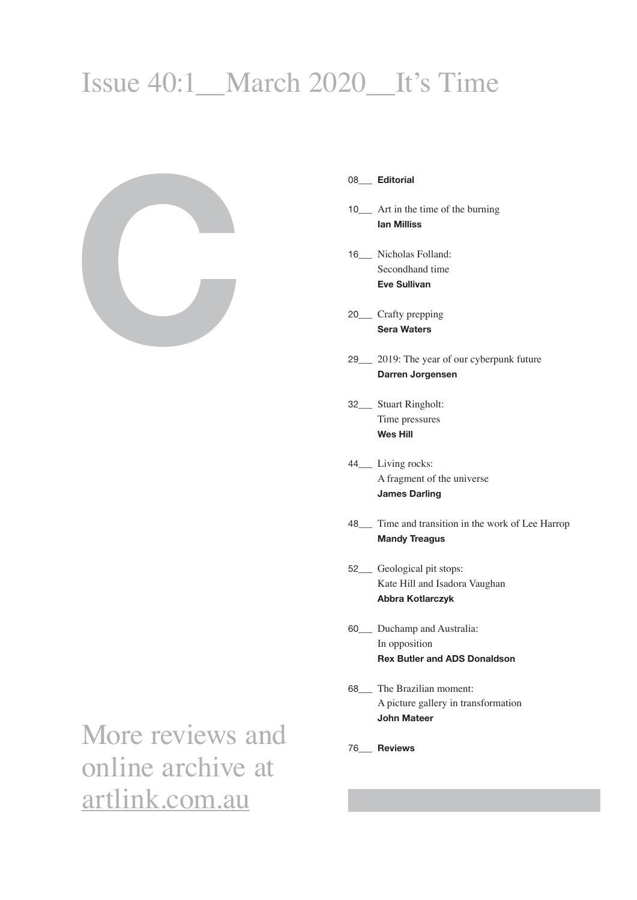# Issue 40:1__March 2020__It's Time

C

08___ **Editorial**

10___ Art in the time of the burning
**Ian Milliss**

16___ Nicholas Folland:
Secondhand time
**Eve Sullivan**

20___ Crafty prepping
**Sera Waters**

29___ 2019: The year of our cyberpunk future
**Darren Jorgensen**

32___ Stuart Ringholt:
Time pressures
**Wes Hill**

44___ Living rocks:
A fragment of the universe
**James Darling**

48___ Time and transition in the work of Lee Harrop
**Mandy Treagus**

52___ Geological pit stops:
Kate Hill and Isadora Vaughan
**Abbra Kotlarczyk**

60___ Duchamp and Australia:
In opposition
**Rex Butler and ADS Donaldson**

68___ The Brazilian moment:
A picture gallery in transformation
**John Mateer**

76___ **Reviews**

More reviews and online archive at artlink.com.au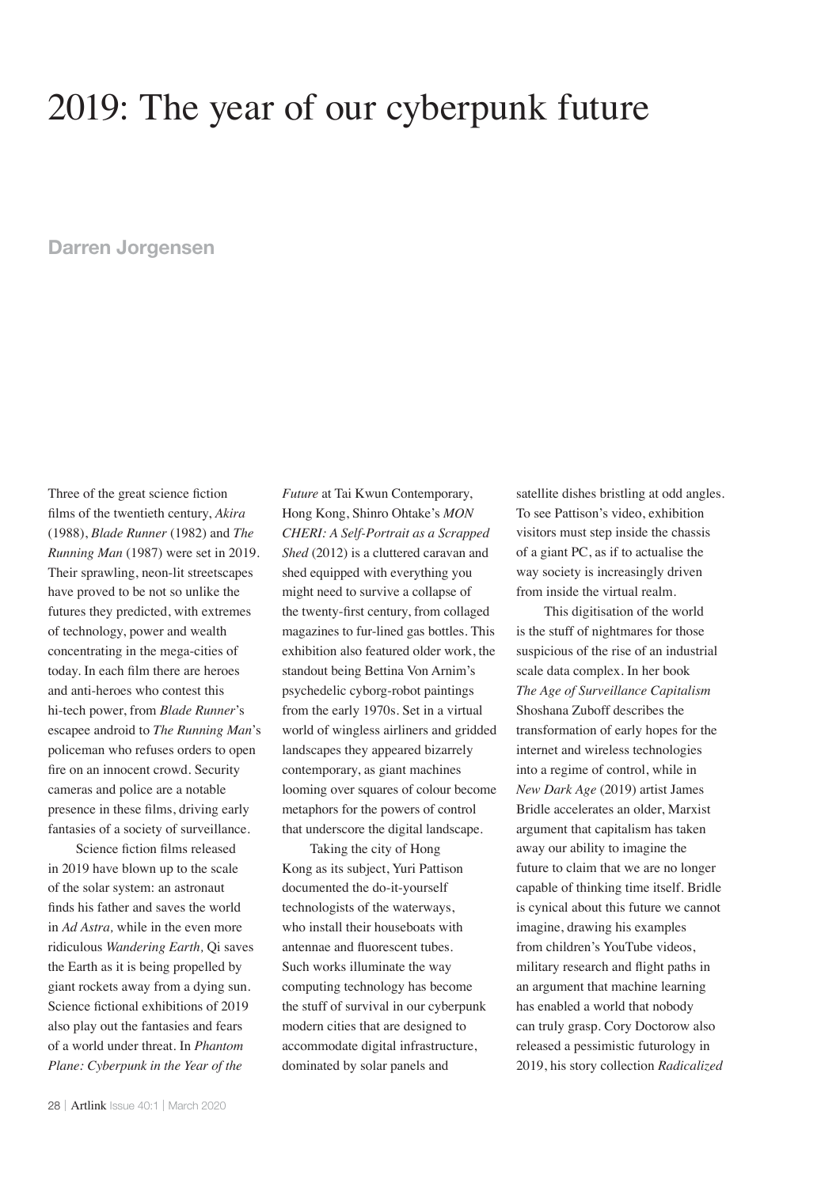# 2019: The year of our cyberpunk future

**Darren Jorgensen**

Three of the great science fiction films of the twentieth century, *Akira* (1988), *Blade Runner* (1982) and *The Running Man* (1987) were set in 2019. Their sprawling, neon-lit streetscapes have proved to be not so unlike the futures they predicted, with extremes of technology, power and wealth concentrating in the mega-cities of today. In each film there are heroes and anti-heroes who contest this hi-tech power, from *Blade Runner*'s escapee android to *The Running Man*'s policeman who refuses orders to open fire on an innocent crowd. Security cameras and police are a notable presence in these films, driving early fantasies of a society of surveillance.

Science fiction films released in 2019 have blown up to the scale of the solar system: an astronaut finds his father and saves the world in *Ad Astra,* while in the even more ridiculous *Wandering Earth,* Qi saves the Earth as it is being propelled by giant rockets away from a dying sun. Science fictional exhibitions of 2019 also play out the fantasies and fears of a world under threat. In *Phantom Plane: Cyberpunk in the Year of the Future* at Tai Kwun Contemporary, Hong Kong, Shinro Ohtake's *MON CHERI: A Self-Portrait as a Scrapped Shed* (2012) is a cluttered caravan and shed equipped with everything you might need to survive a collapse of the twenty-first century, from collaged magazines to fur-lined gas bottles. This exhibition also featured older work, the standout being Bettina Von Arnim's psychedelic cyborg-robot paintings from the early 1970s. Set in a virtual world of wingless airliners and gridded landscapes they appeared bizarrely contemporary, as giant machines looming over squares of colour become metaphors for the powers of control that underscore the digital landscape.

Taking the city of Hong Kong as its subject, Yuri Pattison documented the do-it-yourself technologists of the waterways, who install their houseboats with antennae and fluorescent tubes. Such works illuminate the way computing technology has become the stuff of survival in our cyberpunk modern cities that are designed to accommodate digital infrastructure, dominated by solar panels and satellite dishes bristling at odd angles. To see Pattison's video, exhibition visitors must step inside the chassis of a giant PC, as if to actualise the way society is increasingly driven from inside the virtual realm.

This digitisation of the world is the stuff of nightmares for those suspicious of the rise of an industrial scale data complex. In her book *The Age of Surveillance Capitalism* Shoshana Zuboff describes the transformation of early hopes for the internet and wireless technologies into a regime of control, while in *New Dark Age* (2019) artist James Bridle accelerates an older, Marxist argument that capitalism has taken away our ability to imagine the future to claim that we are no longer capable of thinking time itself. Bridle is cynical about this future we cannot imagine, drawing his examples from children's YouTube videos, military research and flight paths in an argument that machine learning has enabled a world that nobody can truly grasp. Cory Doctorow also released a pessimistic futurology in 2019, his story collection *Radicalized*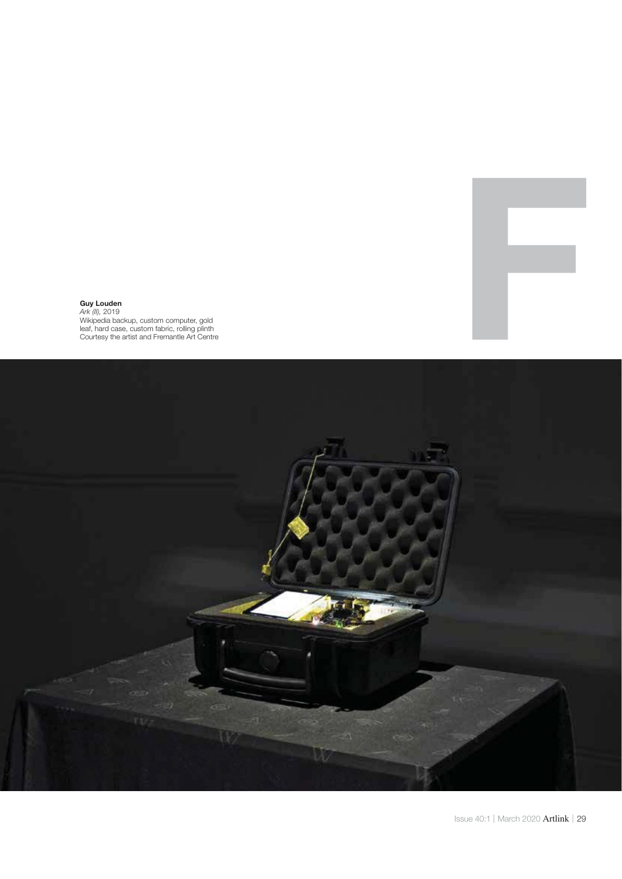**Guy Louden**
*Ark (II)*, 2019
Wikipedia backup, custom computer, gold leaf, hard case, custom fabric, rolling plinth
Courtesy the artist and Fremantle Art Centre

F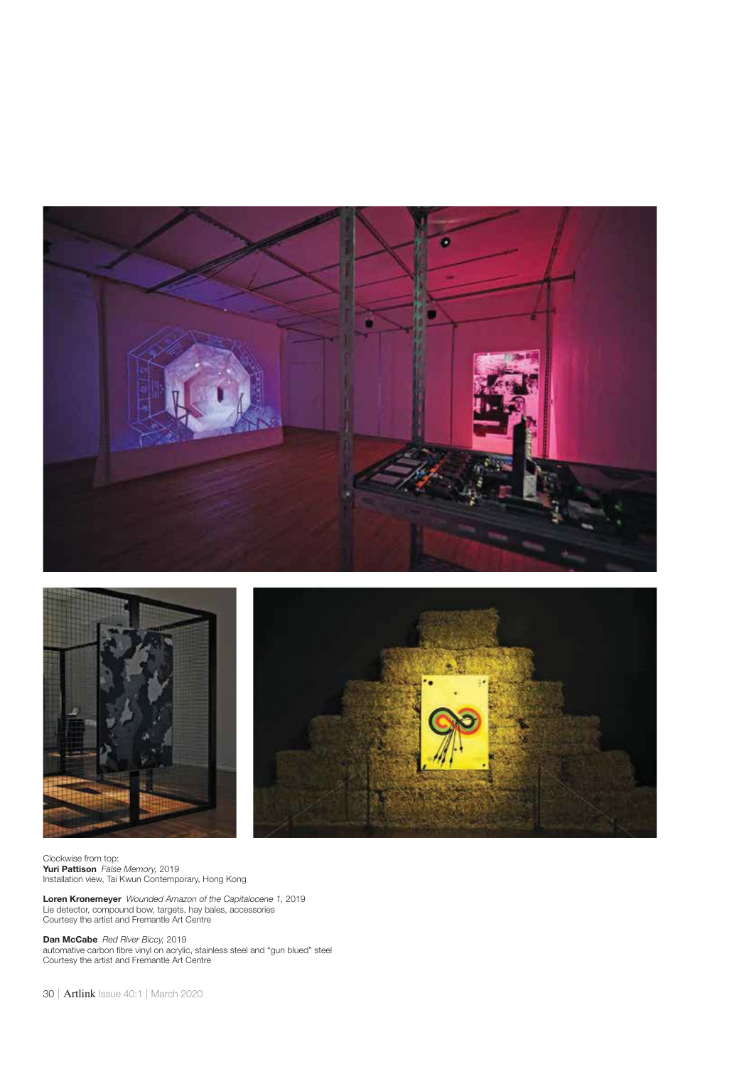Clockwise from top:
**Yuri Pattison** *False Memory,* 2019
Installation view, Tai Kwun Contemporary, Hong Kong

**Loren Kronemeyer** *Wounded Amazon of the Capitalocene 1,* 2019
Lie detector, compound bow, targets, hay bales, accessories
Courtesy the artist and Fremantle Art Centre

**Dan McCabe** *Red River Biccy,* 2019
automative carbon fibre vinyl on acrylic, stainless steel and "gun blued" steel
Courtesy the artist and Fremantle Art Centre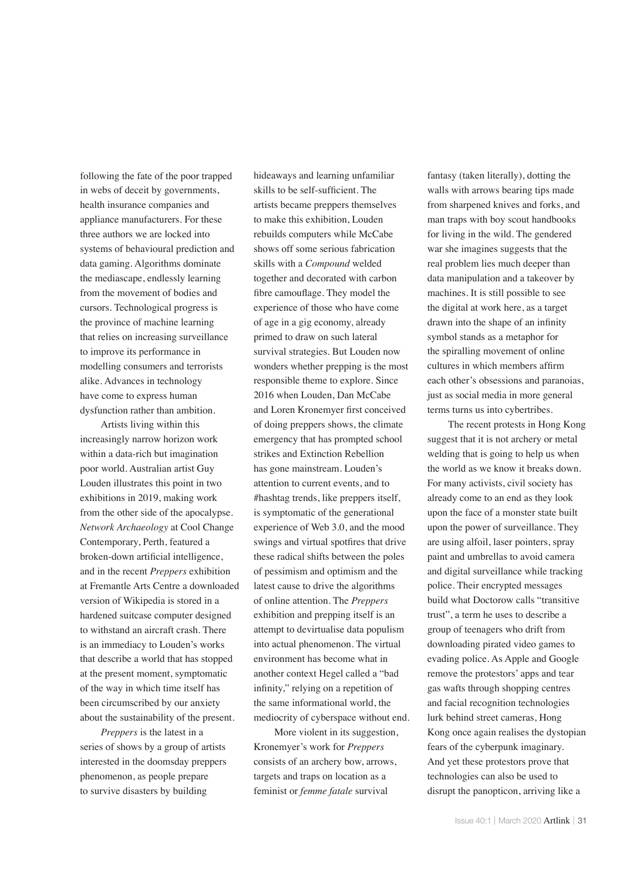following the fate of the poor trapped in webs of deceit by governments, health insurance companies and appliance manufacturers. For these three authors we are locked into systems of behavioural prediction and data gaming. Algorithms dominate the mediascape, endlessly learning from the movement of bodies and cursors. Technological progress is the province of machine learning that relies on increasing surveillance to improve its performance in modelling consumers and terrorists alike. Advances in technology have come to express human dysfunction rather than ambition.

Artists living within this increasingly narrow horizon work within a data-rich but imagination poor world. Australian artist Guy Louden illustrates this point in two exhibitions in 2019, making work from the other side of the apocalypse. *Network Archaeology* at Cool Change Contemporary, Perth, featured a broken-down artificial intelligence, and in the recent *Preppers* exhibition at Fremantle Arts Centre a downloaded version of Wikipedia is stored in a hardened suitcase computer designed to withstand an aircraft crash. There is an immediacy to Louden's works that describe a world that has stopped at the present moment, symptomatic of the way in which time itself has been circumscribed by our anxiety about the sustainability of the present.

*Preppers* is the latest in a series of shows by a group of artists interested in the doomsday preppers phenomenon, as people prepare to survive disasters by building hideaways and learning unfamiliar skills to be self-sufficient. The artists became preppers themselves to make this exhibition, Louden rebuilds computers while McCabe shows off some serious fabrication skills with a *Compound* welded together and decorated with carbon fibre camouflage. They model the experience of those who have come of age in a gig economy, already primed to draw on such lateral survival strategies. But Louden now wonders whether prepping is the most responsible theme to explore. Since 2016 when Louden, Dan McCabe and Loren Kronemyer first conceived of doing preppers shows, the climate emergency that has prompted school strikes and Extinction Rebellion has gone mainstream. Louden's attention to current events, and to #hashtag trends, like preppers itself, is symptomatic of the generational experience of Web 3.0, and the mood swings and virtual spotfires that drive these radical shifts between the poles of pessimism and optimism and the latest cause to drive the algorithms of online attention. The *Preppers* exhibition and prepping itself is an attempt to devirtualise data populism into actual phenomenon. The virtual environment has become what in another context Hegel called a "bad infinity," relying on a repetition of the same informational world, the mediocrity of cyberspace without end.

More violent in its suggestion, Kronemyer's work for *Preppers* consists of an archery bow, arrows, targets and traps on location as a feminist or *femme fatale* survival fantasy (taken literally), dotting the walls with arrows bearing tips made from sharpened knives and forks, and man traps with boy scout handbooks for living in the wild. The gendered war she imagines suggests that the real problem lies much deeper than data manipulation and a takeover by machines. It is still possible to see the digital at work here, as a target drawn into the shape of an infinity symbol stands as a metaphor for the spiralling movement of online cultures in which members affirm each other's obsessions and paranoias, just as social media in more general terms turns us into cybertribes.

The recent protests in Hong Kong suggest that it is not archery or metal welding that is going to help us when the world as we know it breaks down. For many activists, civil society has already come to an end as they look upon the face of a monster state built upon the power of surveillance. They are using alfoil, laser pointers, spray paint and umbrellas to avoid camera and digital surveillance while tracking police. Their encrypted messages build what Doctorow calls "transitive trust", a term he uses to describe a group of teenagers who drift from downloading pirated video games to evading police. As Apple and Google remove the protestors' apps and tear gas wafts through shopping centres and facial recognition technologies lurk behind street cameras, Hong Kong once again realises the dystopian fears of the cyberpunk imaginary. And yet these protestors prove that technologies can also be used to disrupt the panopticon, arriving like a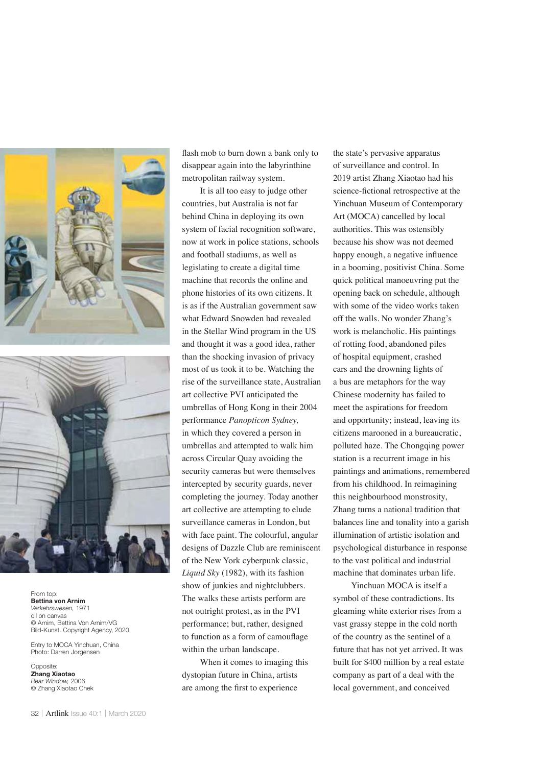flash mob to burn down a bank only to disappear again into the labyrinthine metropolitan railway system.

It is all too easy to judge other countries, but Australia is not far behind China in deploying its own system of facial recognition software, now at work in police stations, schools and football stadiums, as well as legislating to create a digital time machine that records the online and phone histories of its own citizens. It is as if the Australian government saw what Edward Snowden had revealed in the Stellar Wind program in the US and thought it was a good idea, rather than the shocking invasion of privacy most of us took it to be. Watching the rise of the surveillance state, Australian art collective PVI anticipated the umbrellas of Hong Kong in their 2004 performance *Panopticon Sydney,* in which they covered a person in umbrellas and attempted to walk him across Circular Quay avoiding the security cameras but were themselves intercepted by security guards, never completing the journey. Today another art collective are attempting to elude surveillance cameras in London, but with face paint. The colourful, angular designs of Dazzle Club are reminiscent of the New York cyberpunk classic, *Liquid Sky* (1982), with its fashion show of junkies and nightclubbers. The walks these artists perform are not outright protest, as in the PVI performance; but, rather, designed to function as a form of camouflage within the urban landscape.

When it comes to imaging this dystopian future in China, artists are among the first to experience the state's pervasive apparatus of surveillance and control. In 2019 artist Zhang Xiaotao had his science-fictional retrospective at the Yinchuan Museum of Contemporary Art (MOCA) cancelled by local authorities. This was ostensibly because his show was not deemed happy enough, a negative influence in a booming, positivist China. Some quick political manoeuvring put the opening back on schedule, although with some of the video works taken off the walls. No wonder Zhang's work is melancholic. His paintings of rotting food, abandoned piles of hospital equipment, crashed cars and the drowning lights of a bus are metaphors for the way Chinese modernity has failed to meet the aspirations for freedom and opportunity; instead, leaving its citizens marooned in a bureaucratic, polluted haze. The Chongqing power station is a recurrent image in his paintings and animations, remembered from his childhood. In reimagining this neighbourhood monstrosity, Zhang turns a national tradition that balances line and tonality into a garish illumination of artistic isolation and psychological disturbance in response to the vast political and industrial machine that dominates urban life.

Yinchuan MOCA is itself a symbol of these contradictions. Its gleaming white exterior rises from a vast grassy steppe in the cold north of the country as the sentinel of a future that has not yet arrived. It was built for $400 million by a real estate company as part of a deal with the local government, and conceived

From top:
**Bettina von Arnim**
*Verkehrswesen,* 1971
oil on canvas
© Arnim, Bettina Von Arnim/VG Bild-Kunst. Copyright Agency, 2020

Entry to MOCA Yinchuan, China
Photo: Darren Jorgensen

Opposite:
**Zhang Xiaotao**
*Rear Window,* 2006
© Zhang Xiaotao Chek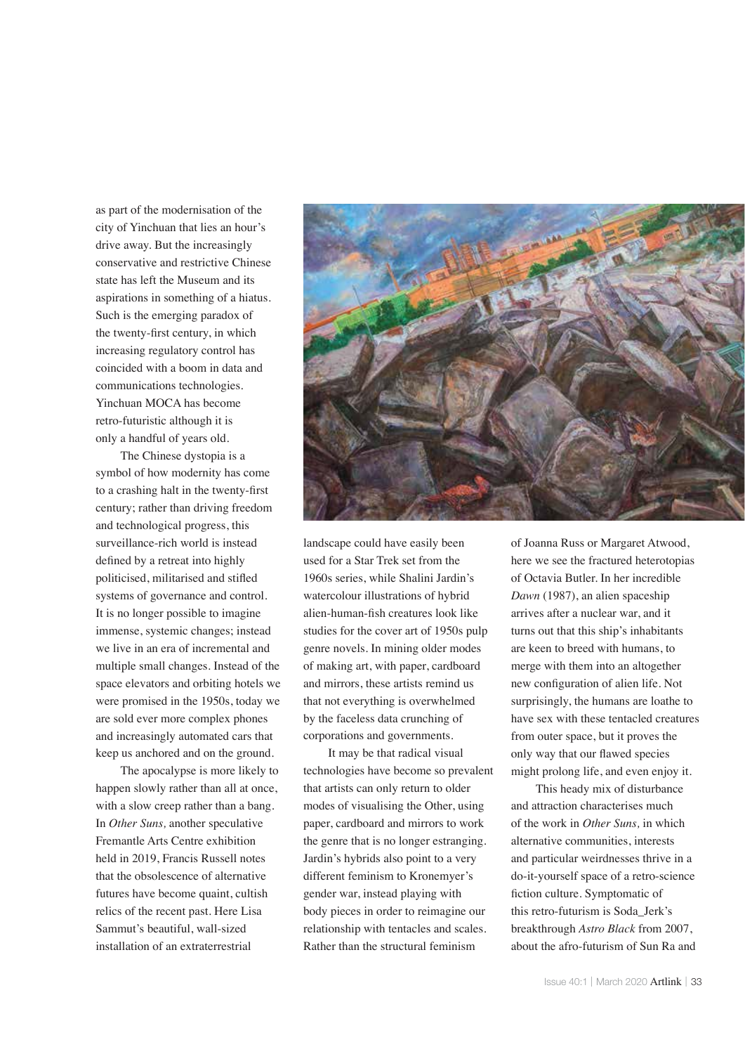as part of the modernisation of the city of Yinchuan that lies an hour's drive away. But the increasingly conservative and restrictive Chinese state has left the Museum and its aspirations in something of a hiatus. Such is the emerging paradox of the twenty-first century, in which increasing regulatory control has coincided with a boom in data and communications technologies. Yinchuan MOCA has become retro-futuristic although it is only a handful of years old.

The Chinese dystopia is a symbol of how modernity has come to a crashing halt in the twenty-first century; rather than driving freedom and technological progress, this surveillance-rich world is instead defined by a retreat into highly politicised, militarised and stifled systems of governance and control. It is no longer possible to imagine immense, systemic changes; instead we live in an era of incremental and multiple small changes. Instead of the space elevators and orbiting hotels we were promised in the 1950s, today we are sold ever more complex phones and increasingly automated cars that keep us anchored and on the ground.

The apocalypse is more likely to happen slowly rather than all at once, with a slow creep rather than a bang. In *Other Suns,* another speculative Fremantle Arts Centre exhibition held in 2019, Francis Russell notes that the obsolescence of alternative futures have become quaint, cultish relics of the recent past. Here Lisa Sammut's beautiful, wall-sized installation of an extraterrestrial landscape could have easily been used for a Star Trek set from the 1960s series, while Shalini Jardin's watercolour illustrations of hybrid alien-human-fish creatures look like studies for the cover art of 1950s pulp genre novels. In mining older modes of making art, with paper, cardboard and mirrors, these artists remind us that not everything is overwhelmed by the faceless data crunching of corporations and governments.

It may be that radical visual technologies have become so prevalent that artists can only return to older modes of visualising the Other, using paper, cardboard and mirrors to work the genre that is no longer estranging. Jardin's hybrids also point to a very different feminism to Kronemyer's gender war, instead playing with body pieces in order to reimagine our relationship with tentacles and scales. Rather than the structural feminism of Joanna Russ or Margaret Atwood, here we see the fractured heterotopias of Octavia Butler. In her incredible *Dawn* (1987), an alien spaceship arrives after a nuclear war, and it turns out that this ship's inhabitants are keen to breed with humans, to merge with them into an altogether new configuration of alien life. Not surprisingly, the humans are loathe to have sex with these tentacled creatures from outer space, but it proves the only way that our flawed species might prolong life, and even enjoy it.

This heady mix of disturbance and attraction characterises much of the work in *Other Suns,* in which alternative communities, interests and particular weirdnesses thrive in a do-it-yourself space of a retro-science fiction culture. Symptomatic of this retro-futurism is Soda_Jerk's breakthrough *Astro Black* from 2007, about the afro-futurism of Sun Ra and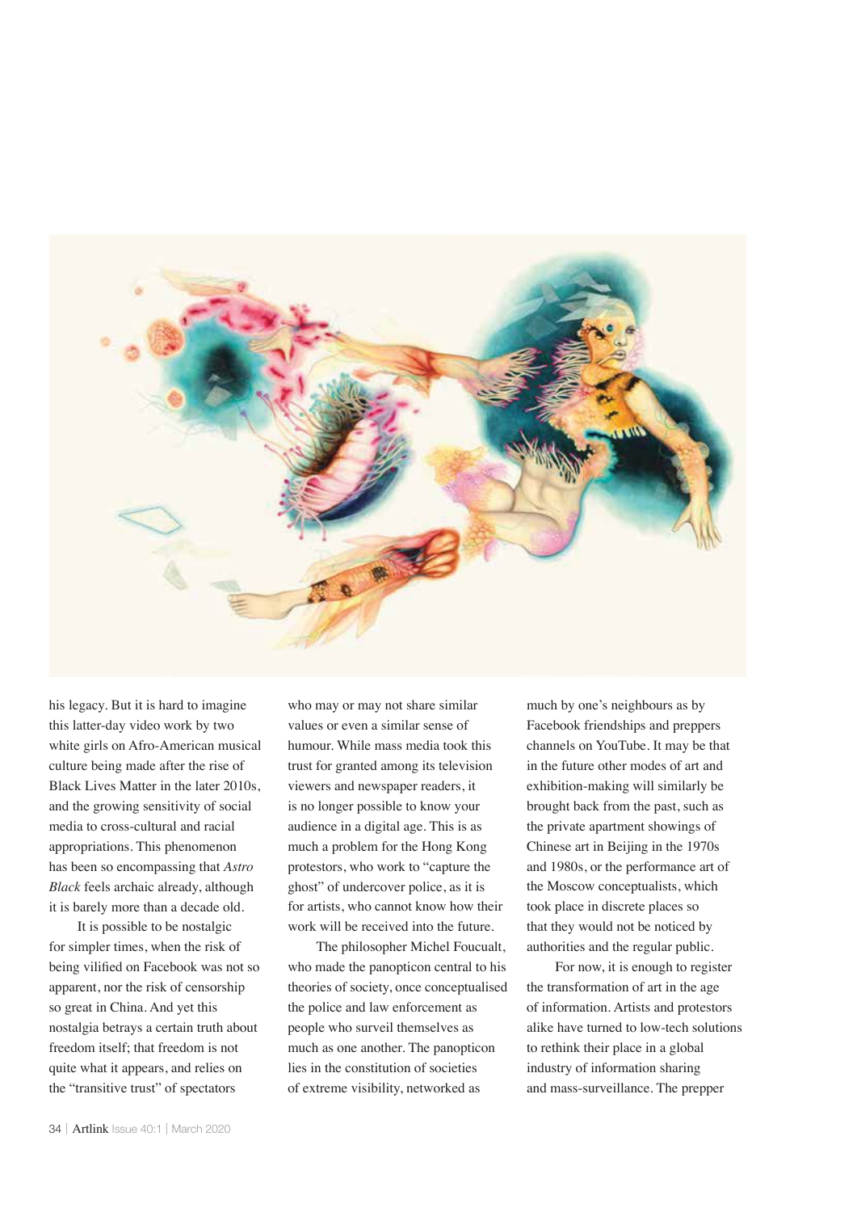his legacy. But it is hard to imagine this latter-day video work by two white girls on Afro-American musical culture being made after the rise of Black Lives Matter in the later 2010s, and the growing sensitivity of social media to cross-cultural and racial appropriations. This phenomenon has been so encompassing that *Astro Black* feels archaic already, although it is barely more than a decade old.

It is possible to be nostalgic for simpler times, when the risk of being vilified on Facebook was not so apparent, nor the risk of censorship so great in China. And yet this nostalgia betrays a certain truth about freedom itself; that freedom is not quite what it appears, and relies on the "transitive trust" of spectators who may or may not share similar values or even a similar sense of humour. While mass media took this trust for granted among its television viewers and newspaper readers, it is no longer possible to know your audience in a digital age. This is as much a problem for the Hong Kong protestors, who work to "capture the ghost" of undercover police, as it is for artists, who cannot know how their work will be received into the future.

The philosopher Michel Foucault, who made the panopticon central to his theories of society, once conceptualised the police and law enforcement as people who surveil themselves as much as one another. The panopticon lies in the constitution of societies of extreme visibility, networked as much by one's neighbours as by Facebook friendships and preppers channels on YouTube. It may be that in the future other modes of art and exhibition-making will similarly be brought back from the past, such as the private apartment showings of Chinese art in Beijing in the 1970s and 1980s, or the performance art of the Moscow conceptualists, which took place in discrete places so that they would not be noticed by authorities and the regular public.

For now, it is enough to register the transformation of art in the age of information. Artists and protestors alike have turned to low-tech solutions to rethink their place in a global industry of information sharing and mass-surveillance. The prepper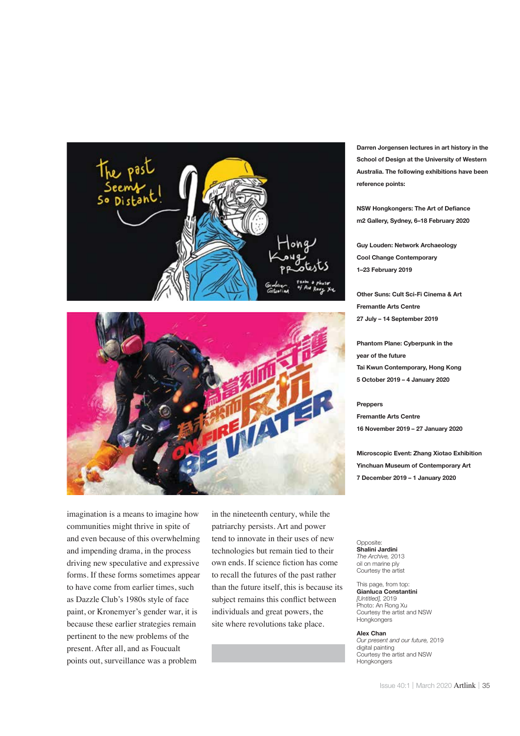imagination is a means to imagine how communities might thrive in spite of and even because of this overwhelming and impending drama, in the process driving new speculative and expressive forms. If these forms sometimes appear to have come from earlier times, such as Dazzle Club's 1980s style of face paint, or Kronemyer's gender war, it is because these earlier strategies remain pertinent to the new problems of the present. After all, and as Foucault points out, surveillance was a problem in the nineteenth century, while the patriarchy persists. Art and power tend to innovate in their uses of new technologies but remain tied to their own ends. If science fiction has come to recall the futures of the past rather than the future itself, this is because its subject remains this conflict between individuals and great powers, the site where revolutions take place.

**Darren Jorgensen lectures in art history in the School of Design at the University of Western Australia. The following exhibitions have been reference points:**

**NSW Hongkongers: The Art of Defiance**
**m2 Gallery, Sydney, 6–18 February 2020**

**Guy Louden: Network Archaeology**
**Cool Change Contemporary**
**1–23 February 2019**

**Other Suns: Cult Sci-Fi Cinema & Art**
**Fremantle Arts Centre**
**27 July – 14 September 2019**

**Phantom Plane: Cyberpunk in the year of the future**
**Tai Kwun Contemporary, Hong Kong**
**5 October 2019 – 4 January 2020**

**Preppers**
**Fremantle Arts Centre**
**16 November 2019 – 27 January 2020**

**Microscopic Event: Zhang Xiotao Exhibition**
**Yinchuan Museum of Contemporary Art**
**7 December 2019 – 1 January 2020**

Opposite:
**Shalini Jardini**
*The Archive,* 2013
oil on marine ply
Courtesy the artist

This page, from top:
**Gianluca Constantini**
*[Untitled],* 2019
Photo: An Rong Xu
Courtesy the artist and NSW Hongkongers

**Alex Chan**
*Our present and our future,* 2019
digital painting
Courtesy the artist and NSW Hongkongers